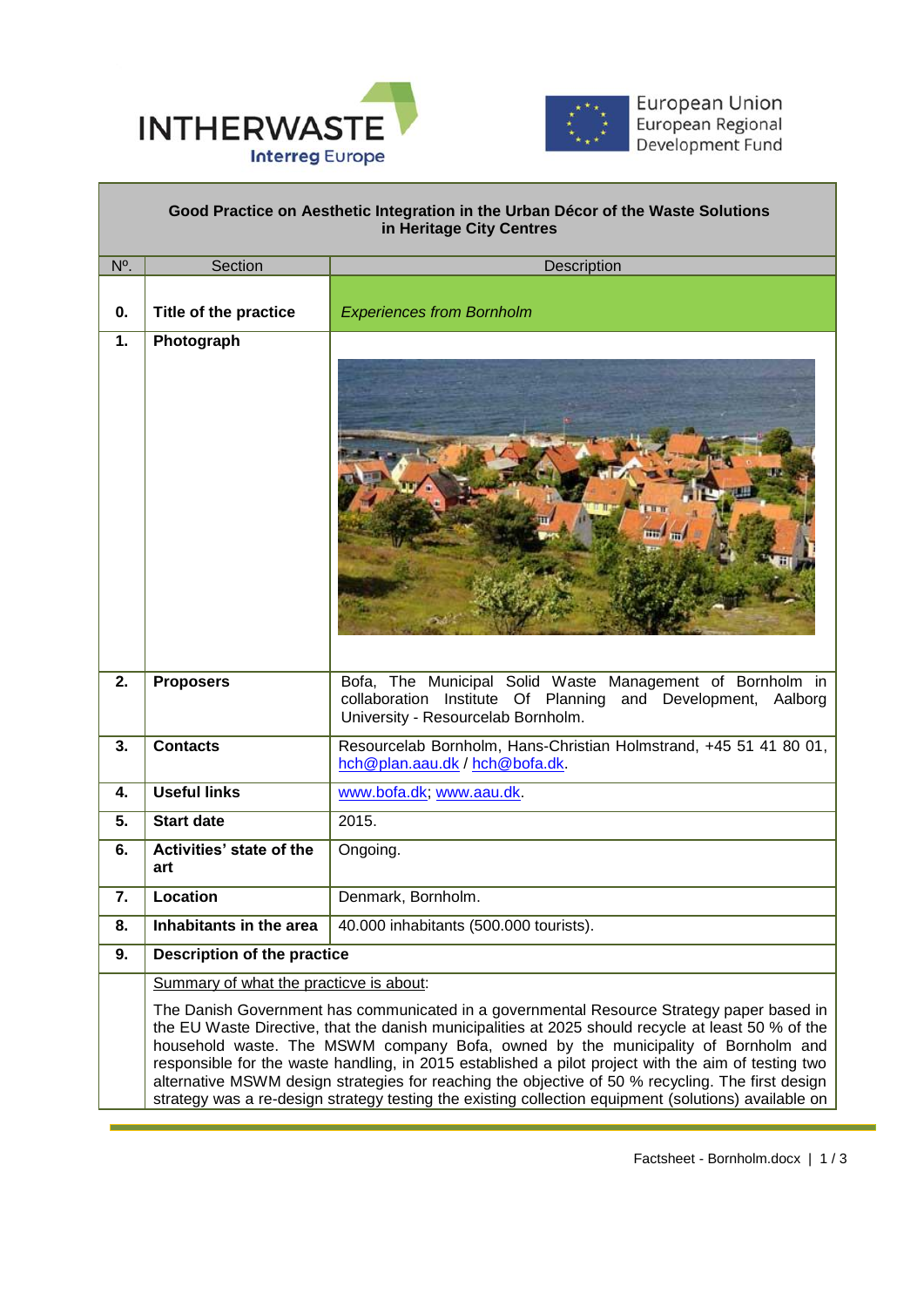# Good Practice on Aesthetic Integration in the Urban Décor of the Waste Solutions in Heritage City Centres

| Nº. | Section | Description |
|---|---|---|
| **0.** | **Title of the practice** | *Experiences from Bornholm* |
| **1.** | **Photograph** | |
| **2.** | **Proposers** | Bofa, The Municipal Solid Waste Management of Bornholm in collaboration Institute Of Planning and Development, Aalborg University - Resourcelab Bornholm. |
| **3.** | **Contacts** | Resourcelab Bornholm, Hans-Christian Holmstrand, +45 51 41 80 01, hch@plan.aau.dk / hch@bofa.dk. |
| **4.** | **Useful links** | www.bofa.dk; www.aau.dk. |
| **5.** | **Start date** | 2015. |
| **6.** | **Activities' state of the art** | Ongoing. |
| **7.** | **Location** | Denmark, Bornholm. |
| **8.** | **Inhabitants in the area** | 40.000 inhabitants (500.000 tourists). |
| **9.** | **Description of the practice** | |

Summary of what the practicve is about:

The Danish Government has communicated in a governmental Resource Strategy paper based in the EU Waste Directive, that the danish municipalities at 2025 should recycle at least 50 % of the household waste. The MSWM company Bofa, owned by the municipality of Bornholm and responsible for the waste handling, in 2015 established a pilot project with the aim of testing two alternative MSWM design strategies for reaching the objective of 50 % recycling. The first design strategy was a re-design strategy testing the existing collection equipment (solutions) available on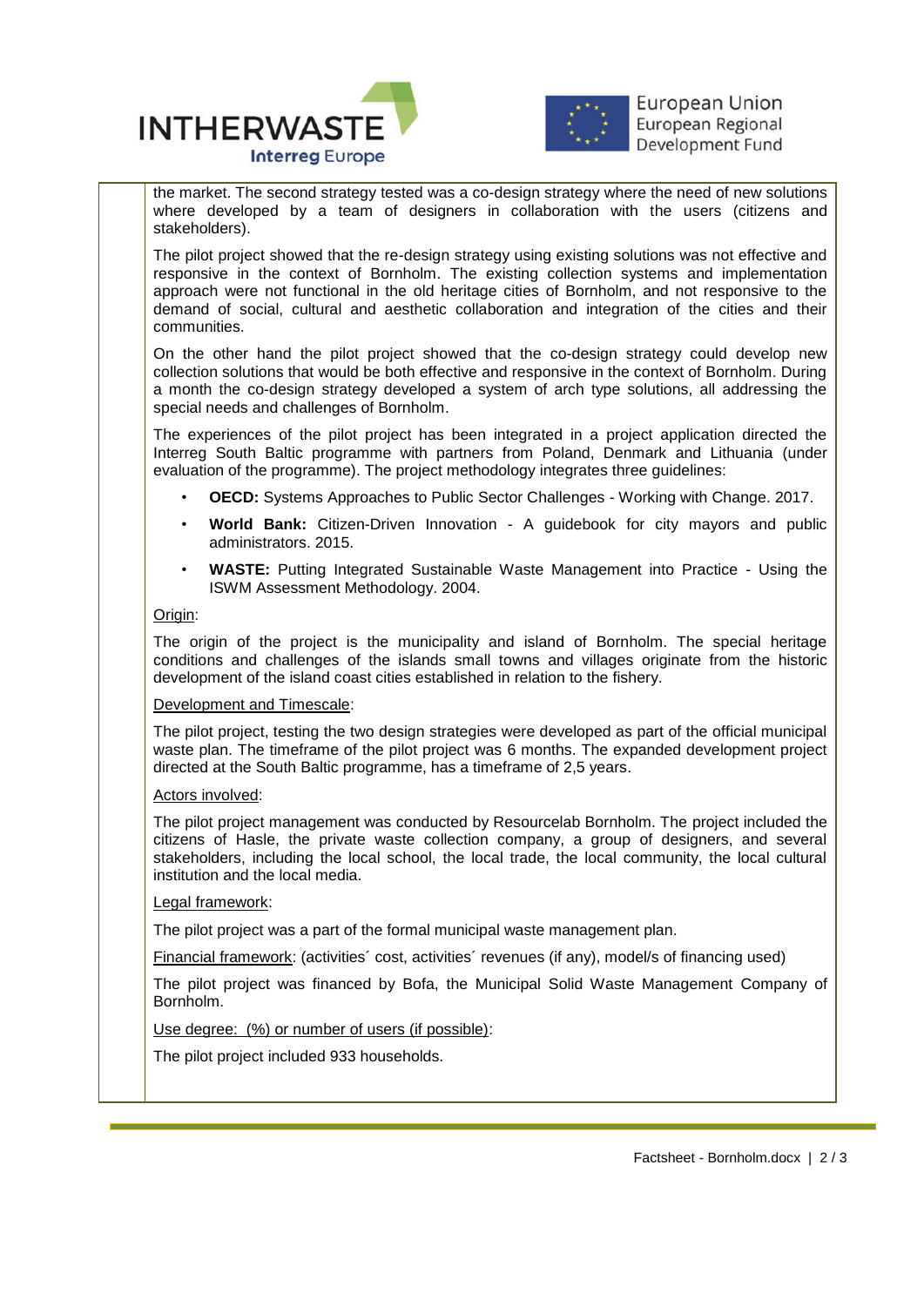the market. The second strategy tested was a co-design strategy where the need of new solutions where developed by a team of designers in collaboration with the users (citizens and stakeholders).

The pilot project showed that the re-design strategy using existing solutions was not effective and responsive in the context of Bornholm. The existing collection systems and implementation approach were not functional in the old heritage cities of Bornholm, and not responsive to the demand of social, cultural and aesthetic collaboration and integration of the cities and their communities.

On the other hand the pilot project showed that the co-design strategy could develop new collection solutions that would be both effective and responsive in the context of Bornholm. During a month the co-design strategy developed a system of arch type solutions, all addressing the special needs and challenges of Bornholm.

The experiences of the pilot project has been integrated in a project application directed the Interreg South Baltic programme with partners from Poland, Denmark and Lithuania (under evaluation of the programme). The project methodology integrates three guidelines:

- **OECD:** Systems Approaches to Public Sector Challenges - Working with Change. 2017.
- **World Bank:** Citizen-Driven Innovation - A guidebook for city mayors and public administrators. 2015.
- **WASTE:** Putting Integrated Sustainable Waste Management into Practice - Using the ISWM Assessment Methodology. 2004.

Origin:

The origin of the project is the municipality and island of Bornholm. The special heritage conditions and challenges of the islands small towns and villages originate from the historic development of the island coast cities established in relation to the fishery.

Development and Timescale:

The pilot project, testing the two design strategies were developed as part of the official municipal waste plan. The timeframe of the pilot project was 6 months. The expanded development project directed at the South Baltic programme, has a timeframe of 2,5 years.

Actors involved:

The pilot project management was conducted by Resourcelab Bornholm. The project included the citizens of Hasle, the private waste collection company, a group of designers, and several stakeholders, including the local school, the local trade, the local community, the local cultural institution and the local media.

Legal framework:

The pilot project was a part of the formal municipal waste management plan.

Financial framework: (activities´ cost, activities´ revenues (if any), model/s of financing used)

The pilot project was financed by Bofa, the Municipal Solid Waste Management Company of Bornholm.

Use degree: (%) or number of users (if possible):

The pilot project included 933 households.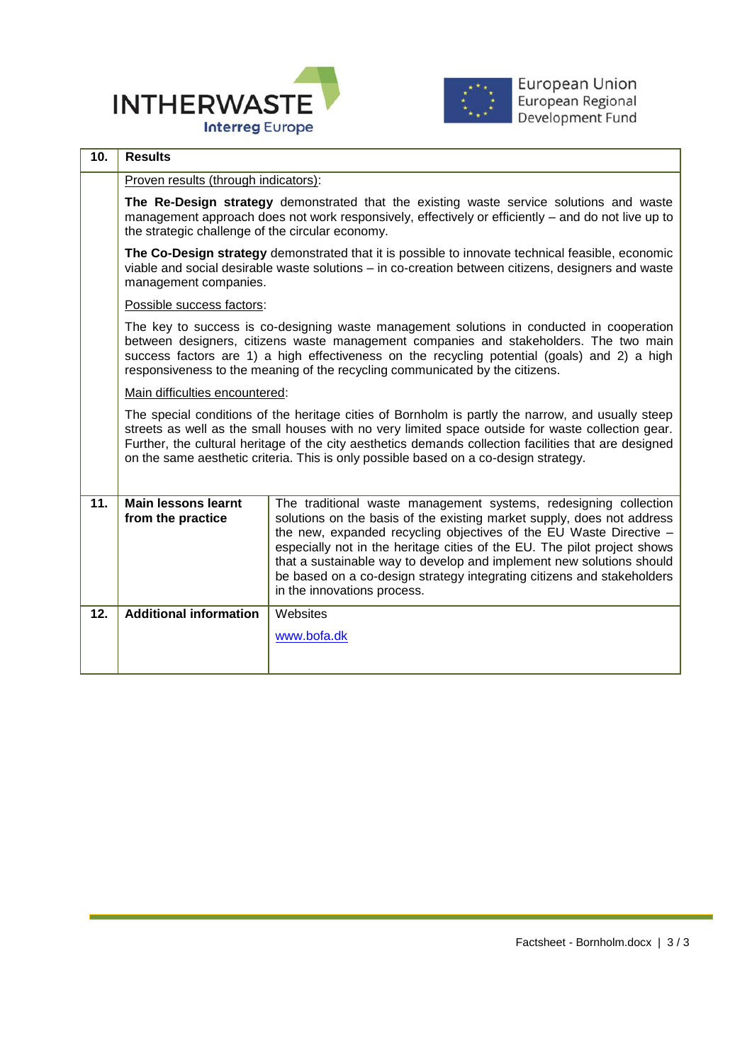| | | |
|---|---|---|
| **10.** | **Results** | |
| | Proven results (through indicators):<br><br>**The Re-Design strategy** demonstrated that the existing waste service solutions and waste management approach does not work responsively, effectively or efficiently – and do not live up to the strategic challenge of the circular economy.<br><br>**The Co-Design strategy** demonstrated that it is possible to innovate technical feasible, economic viable and social desirable waste solutions – in co-creation between citizens, designers and waste management companies.<br><br>Possible success factors:<br><br>The key to success is co-designing waste management solutions in conducted in cooperation between designers, citizens waste management companies and stakeholders. The two main success factors are 1) a high effectiveness on the recycling potential (goals) and 2) a high responsiveness to the meaning of the recycling communicated by the citizens.<br><br>Main difficulties encountered:<br><br>The special conditions of the heritage cities of Bornholm is partly the narrow, and usually steep streets as well as the small houses with no very limited space outside for waste collection gear. Further, the cultural heritage of the city aesthetics demands collection facilities that are designed on the same aesthetic criteria. This is only possible based on a co-design strategy. | |
| **11.** | **Main lessons learnt from the practice** | The traditional waste management systems, redesigning collection solutions on the basis of the existing market supply, does not address the new, expanded recycling objectives of the EU Waste Directive – especially not in the heritage cities of the EU. The pilot project shows that a sustainable way to develop and implement new solutions should be based on a co-design strategy integrating citizens and stakeholders in the innovations process. |
| **12.** | **Additional information** | Websites<br><br>www.bofa.dk |